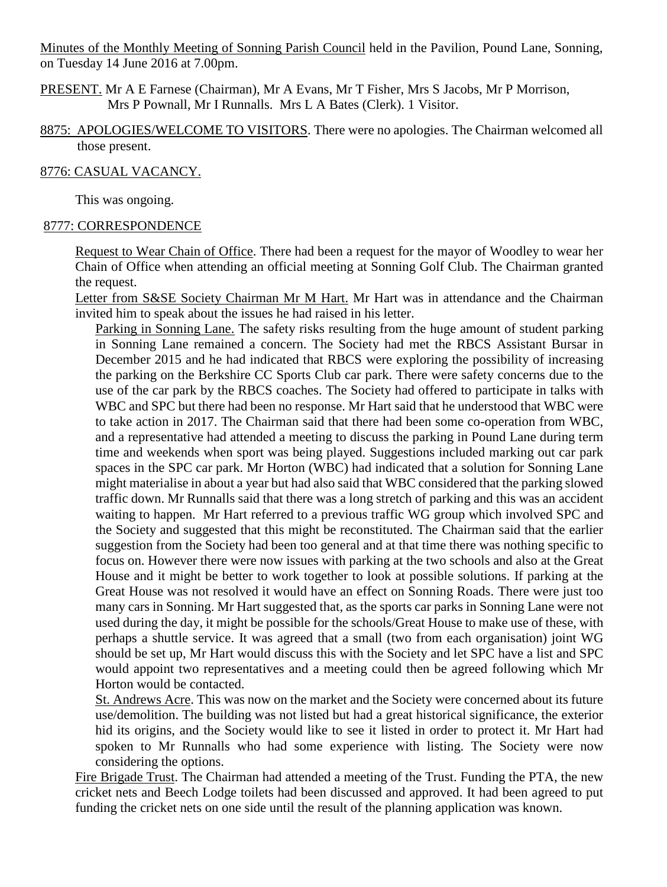Minutes of the Monthly Meeting of Sonning Parish Council held in the Pavilion, Pound Lane, Sonning, on Tuesday 14 June 2016 at 7.00pm.

PRESENT. Mr A E Farnese (Chairman), Mr A Evans, Mr T Fisher, Mrs S Jacobs, Mr P Morrison, Mrs P Pownall, Mr I Runnalls. Mrs L A Bates (Clerk). 1 Visitor.

8875: APOLOGIES/WELCOME TO VISITORS. There were no apologies. The Chairman welcomed all those present.

8776: CASUAL VACANCY.

This was ongoing.

8777: CORRESPONDENCE

Request to Wear Chain of Office. There had been a request for the mayor of Woodley to wear her Chain of Office when attending an official meeting at Sonning Golf Club. The Chairman granted the request.

Letter from S&SE Society Chairman Mr M Hart. Mr Hart was in attendance and the Chairman invited him to speak about the issues he had raised in his letter.

Parking in Sonning Lane. The safety risks resulting from the huge amount of student parking in Sonning Lane remained a concern. The Society had met the RBCS Assistant Bursar in December 2015 and he had indicated that RBCS were exploring the possibility of increasing the parking on the Berkshire CC Sports Club car park. There were safety concerns due to the use of the car park by the RBCS coaches. The Society had offered to participate in talks with WBC and SPC but there had been no response. Mr Hart said that he understood that WBC were to take action in 2017. The Chairman said that there had been some co-operation from WBC, and a representative had attended a meeting to discuss the parking in Pound Lane during term time and weekends when sport was being played. Suggestions included marking out car park spaces in the SPC car park. Mr Horton (WBC) had indicated that a solution for Sonning Lane might materialise in about a year but had also said that WBC considered that the parking slowed traffic down. Mr Runnalls said that there was a long stretch of parking and this was an accident waiting to happen. Mr Hart referred to a previous traffic WG group which involved SPC and the Society and suggested that this might be reconstituted. The Chairman said that the earlier suggestion from the Society had been too general and at that time there was nothing specific to focus on. However there were now issues with parking at the two schools and also at the Great House and it might be better to work together to look at possible solutions. If parking at the Great House was not resolved it would have an effect on Sonning Roads. There were just too many cars in Sonning. Mr Hart suggested that, as the sports car parks in Sonning Lane were not used during the day, it might be possible for the schools/Great House to make use of these, with perhaps a shuttle service. It was agreed that a small (two from each organisation) joint WG should be set up, Mr Hart would discuss this with the Society and let SPC have a list and SPC would appoint two representatives and a meeting could then be agreed following which Mr Horton would be contacted.

St. Andrews Acre. This was now on the market and the Society were concerned about its future use/demolition. The building was not listed but had a great historical significance, the exterior hid its origins, and the Society would like to see it listed in order to protect it. Mr Hart had spoken to Mr Runnalls who had some experience with listing. The Society were now considering the options.

Fire Brigade Trust. The Chairman had attended a meeting of the Trust. Funding the PTA, the new cricket nets and Beech Lodge toilets had been discussed and approved. It had been agreed to put funding the cricket nets on one side until the result of the planning application was known.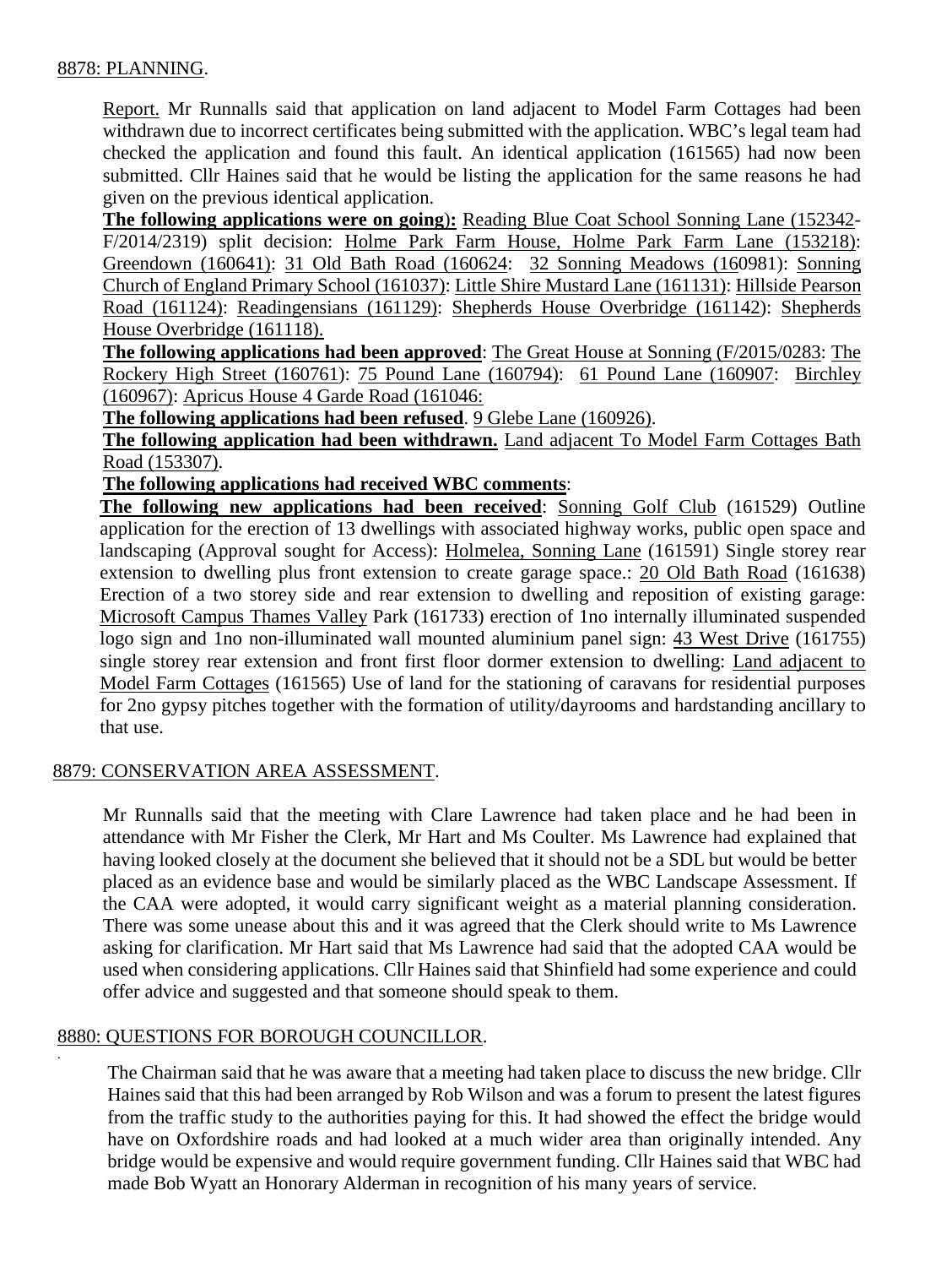## 8878: PLANNING.

Report. Mr Runnalls said that application on land adjacent to Model Farm Cottages had been withdrawn due to incorrect certificates being submitted with the application. WBC's legal team had checked the application and found this fault. An identical application (161565) had now been submitted. Cllr Haines said that he would be listing the application for the same reasons he had given on the previous identical application.

**The following applications were on going):** Reading Blue Coat School Sonning Lane (152342-F/2014/2319) split decision: Holme Park Farm House, Holme Park Farm Lane (153218): Greendown (160641): 31 Old Bath Road (160624: 32 Sonning Meadows (160981): Sonning Church of England Primary School (161037): Little Shire Mustard Lane (161131): Hillside Pearson Road (161124): Readingensians (161129): Shepherds House Overbridge (161142): Shepherds House Overbridge (161118).

**The following applications had been approved**: The Great House at Sonning (F/2015/0283: The Rockery High Street (160761): 75 Pound Lane (160794): 61 Pound Lane (160907: Birchley (160967): Apricus House 4 Garde Road (161046:

**The following applications had been refused**. 9 Glebe Lane (160926).

**The following application had been withdrawn.** Land adjacent To Model Farm Cottages Bath Road (153307).

**The following applications had received WBC comments**:

**The following new applications had been received**: Sonning Golf Club (161529) Outline application for the erection of 13 dwellings with associated highway works, public open space and landscaping (Approval sought for Access): Holmelea, Sonning Lane (161591) Single storey rear extension to dwelling plus front extension to create garage space.: 20 Old Bath Road (161638) Erection of a two storey side and rear extension to dwelling and reposition of existing garage: Microsoft Campus Thames Valley Park (161733) erection of 1no internally illuminated suspended logo sign and 1no non-illuminated wall mounted aluminium panel sign: 43 West Drive (161755) single storey rear extension and front first floor dormer extension to dwelling: Land adjacent to Model Farm Cottages (161565) Use of land for the stationing of caravans for residential purposes for 2no gypsy pitches together with the formation of utility/dayrooms and hardstanding ancillary to that use.

## 8879: CONSERVATION AREA ASSESSMENT.

Mr Runnalls said that the meeting with Clare Lawrence had taken place and he had been in attendance with Mr Fisher the Clerk, Mr Hart and Ms Coulter. Ms Lawrence had explained that having looked closely at the document she believed that it should not be a SDL but would be better placed as an evidence base and would be similarly placed as the WBC Landscape Assessment. If the CAA were adopted, it would carry significant weight as a material planning consideration. There was some unease about this and it was agreed that the Clerk should write to Ms Lawrence asking for clarification. Mr Hart said that Ms Lawrence had said that the adopted CAA would be used when considering applications. Cllr Haines said that Shinfield had some experience and could offer advice and suggested and that someone should speak to them.

## 8880: QUESTIONS FOR BOROUGH COUNCILLOR.

The Chairman said that he was aware that a meeting had taken place to discuss the new bridge. Cllr Haines said that this had been arranged by Rob Wilson and was a forum to present the latest figures from the traffic study to the authorities paying for this. It had showed the effect the bridge would have on Oxfordshire roads and had looked at a much wider area than originally intended. Any bridge would be expensive and would require government funding. Cllr Haines said that WBC had made Bob Wyatt an Honorary Alderman in recognition of his many years of service.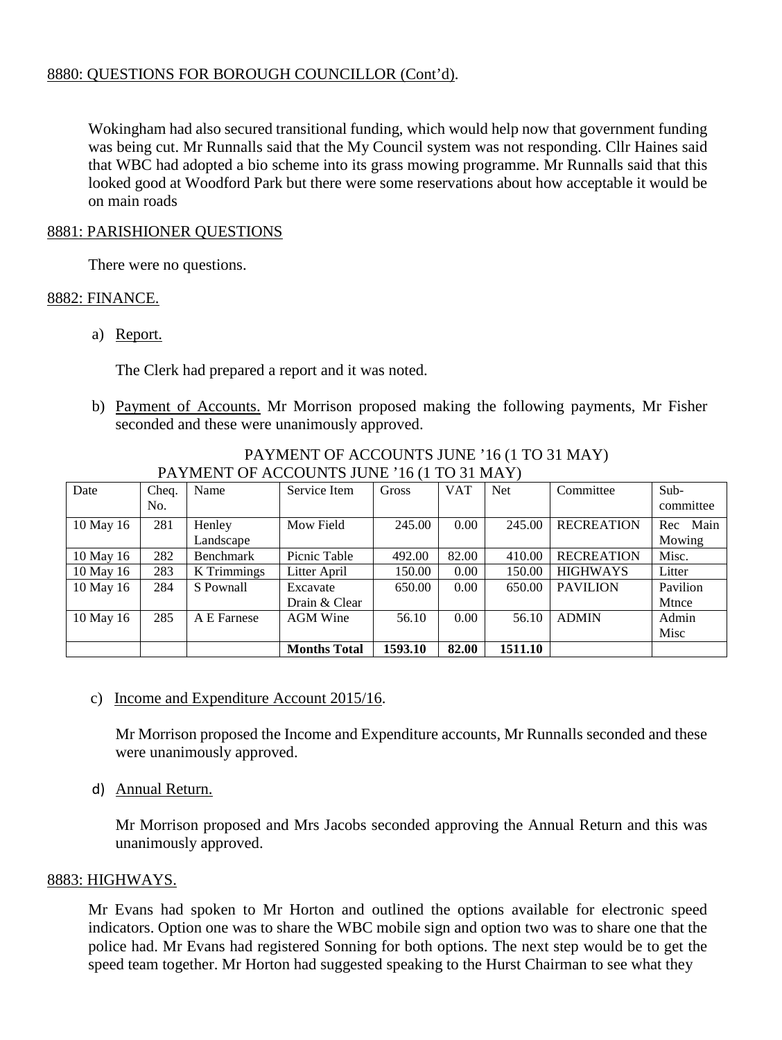8880: QUESTIONS FOR BOROUGH COUNCILLOR (Cont'd).

Wokingham had also secured transitional funding, which would help now that government funding was being cut. Mr Runnalls said that the My Council system was not responding. Cllr Haines said that WBC had adopted a bio scheme into its grass mowing programme. Mr Runnalls said that this looked good at Woodford Park but there were some reservations about how acceptable it would be on main roads

8881: PARISHIONER QUESTIONS

There were no questions.

8882: FINANCE.

a) Report.

The Clerk had prepared a report and it was noted.

b) Payment of Accounts. Mr Morrison proposed making the following payments, Mr Fisher seconded and these were unanimously approved.

PAYMENT OF ACCOUNTS JUNE '16 (1 TO 31 MAY)

PAYMENT OF ACCOUNTS JUNE '16 (1 TO 31 MAY)

| Date | Cheq. No. | Name | Service Item | Gross | VAT | Net | Committee | Sub-committee |
|---|---|---|---|---|---|---|---|---|
| 10 May 16 | 281 | Henley Landscape | Mow Field | 245.00 | 0.00 | 245.00 | RECREATION | Rec Main Mowing |
| 10 May 16 | 282 | Benchmark | Picnic Table | 492.00 | 82.00 | 410.00 | RECREATION | Misc. |
| 10 May 16 | 283 | K Trimmings | Litter April | 150.00 | 0.00 | 150.00 | HIGHWAYS | Litter |
| 10 May 16 | 284 | S Pownall | Excavate Drain & Clear | 650.00 | 0.00 | 650.00 | PAVILION | Pavilion Mtnce |
| 10 May 16 | 285 | A E Farnese | AGM Wine | 56.10 | 0.00 | 56.10 | ADMIN | Admin Misc |
| | | | **Months Total** | **1593.10** | **82.00** | **1511.10** | | |

c) Income and Expenditure Account 2015/16.

Mr Morrison proposed the Income and Expenditure accounts, Mr Runnalls seconded and these were unanimously approved.

d) Annual Return.

Mr Morrison proposed and Mrs Jacobs seconded approving the Annual Return and this was unanimously approved.

8883: HIGHWAYS.

Mr Evans had spoken to Mr Horton and outlined the options available for electronic speed indicators. Option one was to share the WBC mobile sign and option two was to share one that the police had. Mr Evans had registered Sonning for both options. The next step would be to get the speed team together. Mr Horton had suggested speaking to the Hurst Chairman to see what they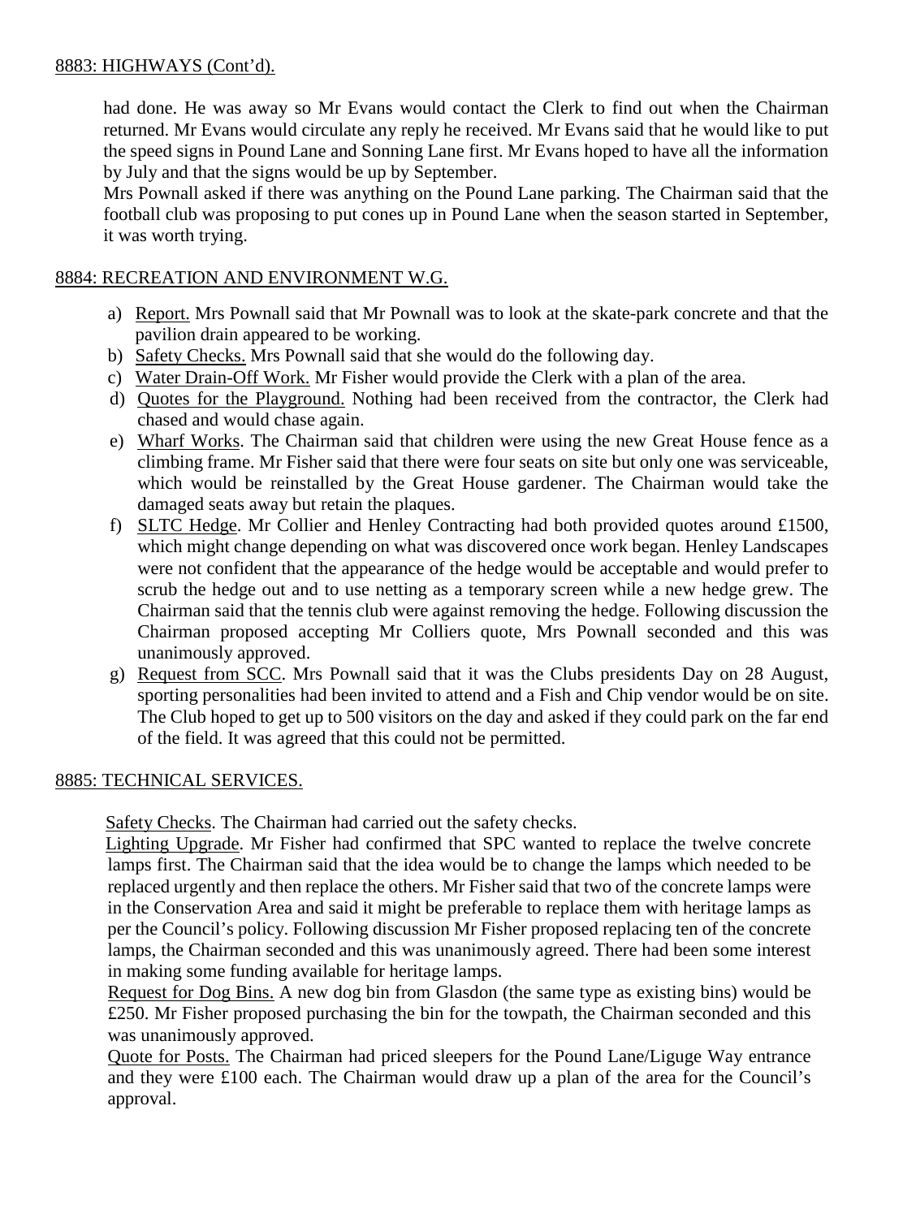## 8883: HIGHWAYS (Cont'd).

had done. He was away so Mr Evans would contact the Clerk to find out when the Chairman returned. Mr Evans would circulate any reply he received. Mr Evans said that he would like to put the speed signs in Pound Lane and Sonning Lane first. Mr Evans hoped to have all the information by July and that the signs would be up by September.

Mrs Pownall asked if there was anything on the Pound Lane parking. The Chairman said that the football club was proposing to put cones up in Pound Lane when the season started in September, it was worth trying.

## 8884: RECREATION AND ENVIRONMENT W.G.

a) Report. Mrs Pownall said that Mr Pownall was to look at the skate-park concrete and that the pavilion drain appeared to be working.

b) Safety Checks. Mrs Pownall said that she would do the following day.

c) Water Drain-Off Work. Mr Fisher would provide the Clerk with a plan of the area.

d) Quotes for the Playground. Nothing had been received from the contractor, the Clerk had chased and would chase again.

e) Wharf Works. The Chairman said that children were using the new Great House fence as a climbing frame. Mr Fisher said that there were four seats on site but only one was serviceable, which would be reinstalled by the Great House gardener. The Chairman would take the damaged seats away but retain the plaques.

f) SLTC Hedge. Mr Collier and Henley Contracting had both provided quotes around £1500, which might change depending on what was discovered once work began. Henley Landscapes were not confident that the appearance of the hedge would be acceptable and would prefer to scrub the hedge out and to use netting as a temporary screen while a new hedge grew. The Chairman said that the tennis club were against removing the hedge. Following discussion the Chairman proposed accepting Mr Colliers quote, Mrs Pownall seconded and this was unanimously approved.

g) Request from SCC. Mrs Pownall said that it was the Clubs presidents Day on 28 August, sporting personalities had been invited to attend and a Fish and Chip vendor would be on site. The Club hoped to get up to 500 visitors on the day and asked if they could park on the far end of the field. It was agreed that this could not be permitted.

## 8885: TECHNICAL SERVICES.

Safety Checks. The Chairman had carried out the safety checks.

Lighting Upgrade. Mr Fisher had confirmed that SPC wanted to replace the twelve concrete lamps first. The Chairman said that the idea would be to change the lamps which needed to be replaced urgently and then replace the others. Mr Fisher said that two of the concrete lamps were in the Conservation Area and said it might be preferable to replace them with heritage lamps as per the Council's policy. Following discussion Mr Fisher proposed replacing ten of the concrete lamps, the Chairman seconded and this was unanimously agreed. There had been some interest in making some funding available for heritage lamps.

Request for Dog Bins. A new dog bin from Glasdon (the same type as existing bins) would be £250. Mr Fisher proposed purchasing the bin for the towpath, the Chairman seconded and this was unanimously approved.

Quote for Posts. The Chairman had priced sleepers for the Pound Lane/Liguge Way entrance and they were £100 each. The Chairman would draw up a plan of the area for the Council's approval.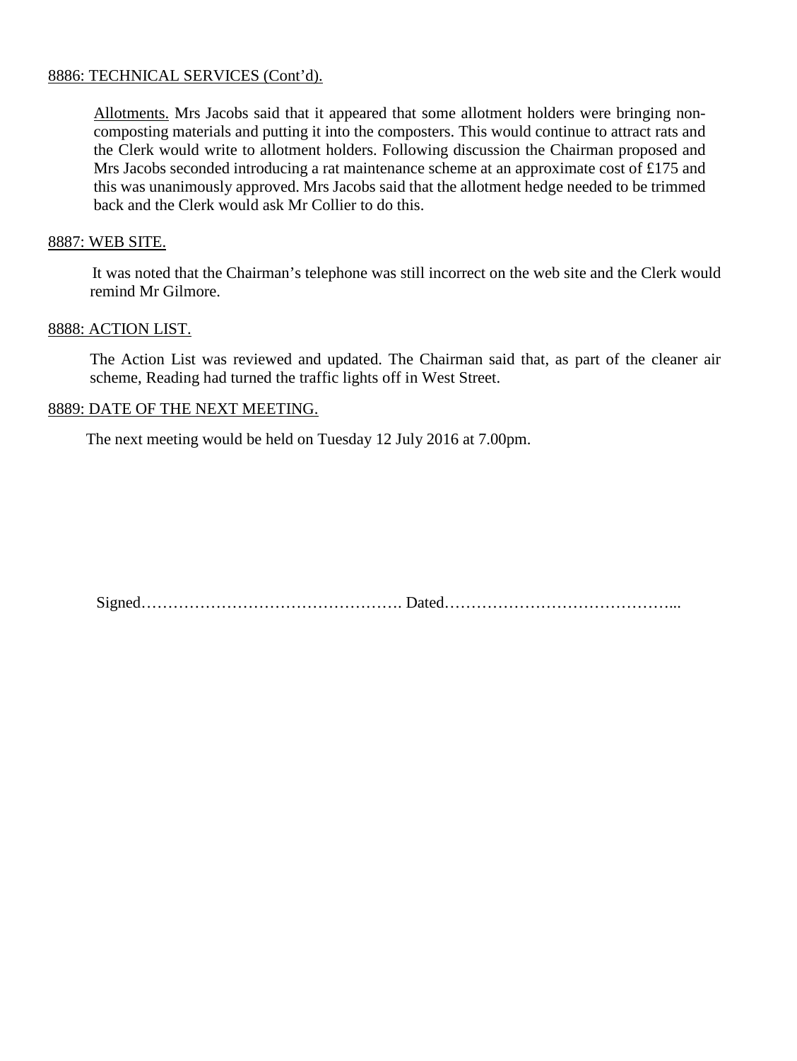8886: TECHNICAL SERVICES (Cont'd).

Allotments. Mrs Jacobs said that it appeared that some allotment holders were bringing non-composting materials and putting it into the composters. This would continue to attract rats and the Clerk would write to allotment holders. Following discussion the Chairman proposed and Mrs Jacobs seconded introducing a rat maintenance scheme at an approximate cost of £175 and this was unanimously approved. Mrs Jacobs said that the allotment hedge needed to be trimmed back and the Clerk would ask Mr Collier to do this.

8887: WEB SITE.

It was noted that the Chairman's telephone was still incorrect on the web site and the Clerk would remind Mr Gilmore.

8888: ACTION LIST.

The Action List was reviewed and updated. The Chairman said that, as part of the cleaner air scheme, Reading had turned the traffic lights off in West Street.

8889: DATE OF THE NEXT MEETING.

The next meeting would be held on Tuesday 12 July 2016 at 7.00pm.

Signed…………………………………………. Dated……………………………………...